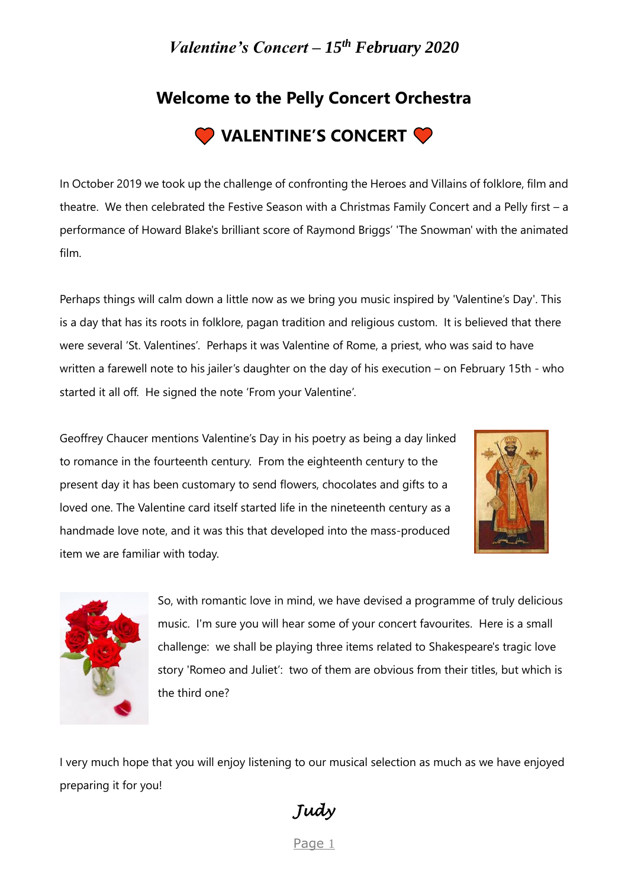*Valentine's Concert – 15th February 2020*

## Welcome to the Pelly Concert Orchestra

## ❤ VALENTINE'S CONCERT ❤

In October 2019 we took up the challenge of confronting the Heroes and Villains of folklore, film and theatre. We then celebrated the Festive Season with a Christmas Family Concert and a Pelly first – a performance of Howard Blake's brilliant score of Raymond Briggs' 'The Snowman' with the animated film.

Perhaps things will calm down a little now as we bring you music inspired by 'Valentine's Day'. This is a day that has its roots in folklore, pagan tradition and religious custom. It is believed that there were several 'St. Valentines'. Perhaps it was Valentine of Rome, a priest, who was said to have written a farewell note to his jailer's daughter on the day of his execution – on February 15th - who started it all off. He signed the note 'From your Valentine'.

Geoffrey Chaucer mentions Valentine's Day in his poetry as being a day linked to romance in the fourteenth century. From the eighteenth century to the present day it has been customary to send flowers, chocolates and gifts to a loved one. The Valentine card itself started life in the nineteenth century as a handmade love note, and it was this that developed into the mass-produced item we are familiar with today.

So, with romantic love in mind, we have devised a programme of truly delicious music. I'm sure you will hear some of your concert favourites. Here is a small challenge: we shall be playing three items related to Shakespeare's tragic love story 'Romeo and Juliet': two of them are obvious from their titles, but which is the third one?

I very much hope that you will enjoy listening to our musical selection as much as we have enjoyed preparing it for you!

*Judy*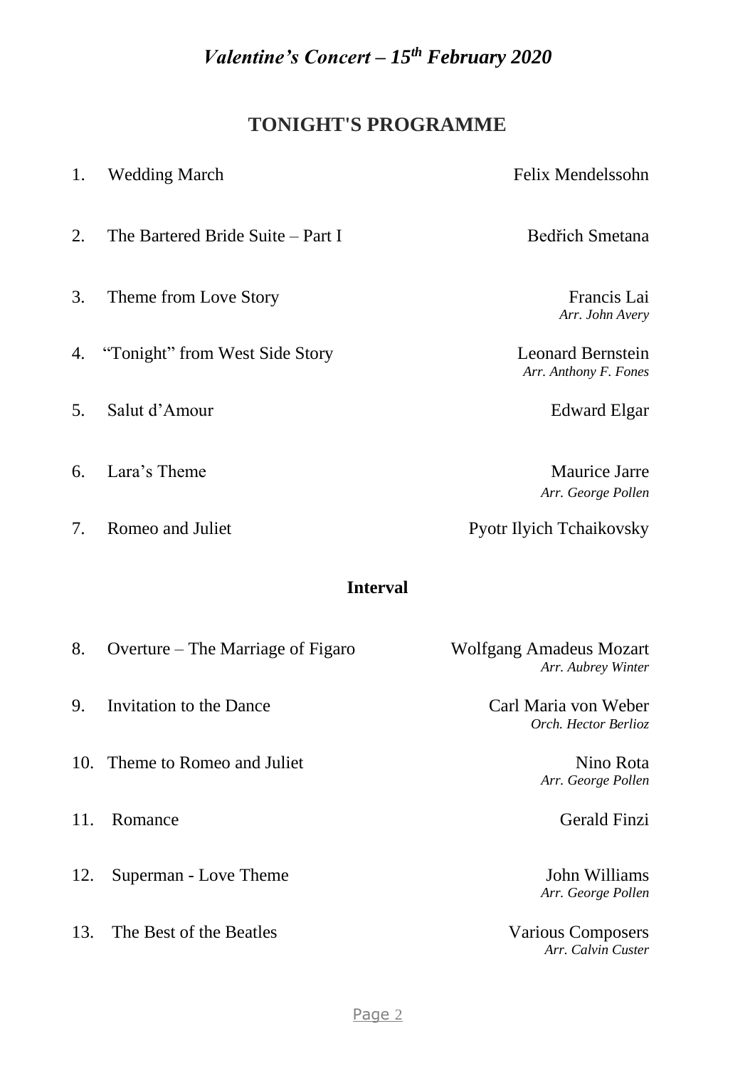*Valentine's Concert – 15th February 2020*

## TONIGHT'S PROGRAMME

1. Wedding March — Felix Mendelssohn

2. The Bartered Bride Suite – Part I — Bedřich Smetana

3. Theme from Love Story — Francis Lai
   *Arr. John Avery*

4. "Tonight" from West Side Story — Leonard Bernstein
   *Arr. Anthony F. Fones*

5. Salut d'Amour — Edward Elgar

6. Lara's Theme — Maurice Jarre
   *Arr. George Pollen*

7. Romeo and Juliet — Pyotr Ilyich Tchaikovsky

**Interval**

8. Overture – The Marriage of Figaro — Wolfgang Amadeus Mozart
   *Arr. Aubrey Winter*

9. Invitation to the Dance — Carl Maria von Weber
   *Orch. Hector Berlioz*

10. Theme to Romeo and Juliet — Nino Rota
    *Arr. George Pollen*

11. Romance — Gerald Finzi

12. Superman - Love Theme — John Williams
    *Arr. George Pollen*

13. The Best of the Beatles — Various Composers
    *Arr. Calvin Custer*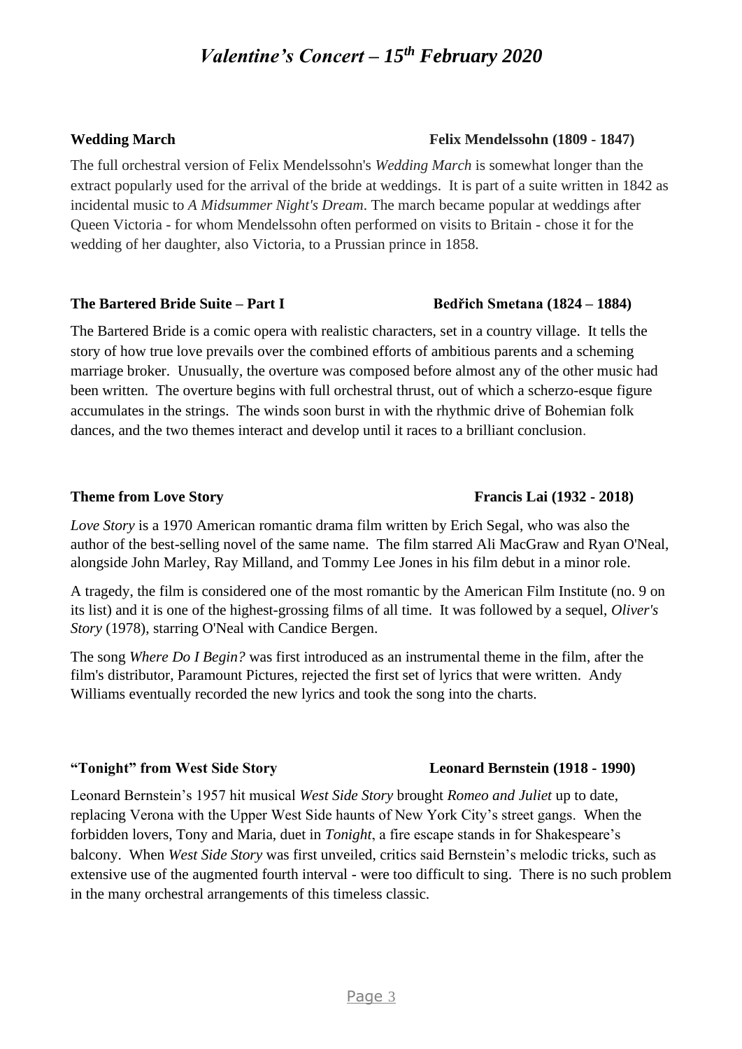# *Valentine's Concert – 15th February 2020*

**Wedding March** **Felix Mendelssohn (1809 - 1847)**

The full orchestral version of Felix Mendelssohn's *Wedding March* is somewhat longer than the extract popularly used for the arrival of the bride at weddings. It is part of a suite written in 1842 as incidental music to *A Midsummer Night's Dream*. The march became popular at weddings after Queen Victoria - for whom Mendelssohn often performed on visits to Britain - chose it for the wedding of her daughter, also Victoria, to a Prussian prince in 1858.

**The Bartered Bride Suite – Part I** **Bedřich Smetana (1824 – 1884)**

The Bartered Bride is a comic opera with realistic characters, set in a country village. It tells the story of how true love prevails over the combined efforts of ambitious parents and a scheming marriage broker. Unusually, the overture was composed before almost any of the other music had been written. The overture begins with full orchestral thrust, out of which a scherzo-esque figure accumulates in the strings. The winds soon burst in with the rhythmic drive of Bohemian folk dances, and the two themes interact and develop until it races to a brilliant conclusion.

**Theme from Love Story** **Francis Lai (1932 - 2018)**

*Love Story* is a 1970 American romantic drama film written by Erich Segal, who was also the author of the best-selling novel of the same name. The film starred Ali MacGraw and Ryan O'Neal, alongside John Marley, Ray Milland, and Tommy Lee Jones in his film debut in a minor role.

A tragedy, the film is considered one of the most romantic by the American Film Institute (no. 9 on its list) and it is one of the highest-grossing films of all time. It was followed by a sequel, *Oliver's Story* (1978), starring O'Neal with Candice Bergen.

The song *Where Do I Begin?* was first introduced as an instrumental theme in the film, after the film's distributor, Paramount Pictures, rejected the first set of lyrics that were written. Andy Williams eventually recorded the new lyrics and took the song into the charts.

**"Tonight" from West Side Story** **Leonard Bernstein (1918 - 1990)**

Leonard Bernstein's 1957 hit musical *West Side Story* brought *Romeo and Juliet* up to date, replacing Verona with the Upper West Side haunts of New York City's street gangs. When the forbidden lovers, Tony and Maria, duet in *Tonight*, a fire escape stands in for Shakespeare's balcony. When *West Side Story* was first unveiled, critics said Bernstein's melodic tricks, such as extensive use of the augmented fourth interval - were too difficult to sing. There is no such problem in the many orchestral arrangements of this timeless classic.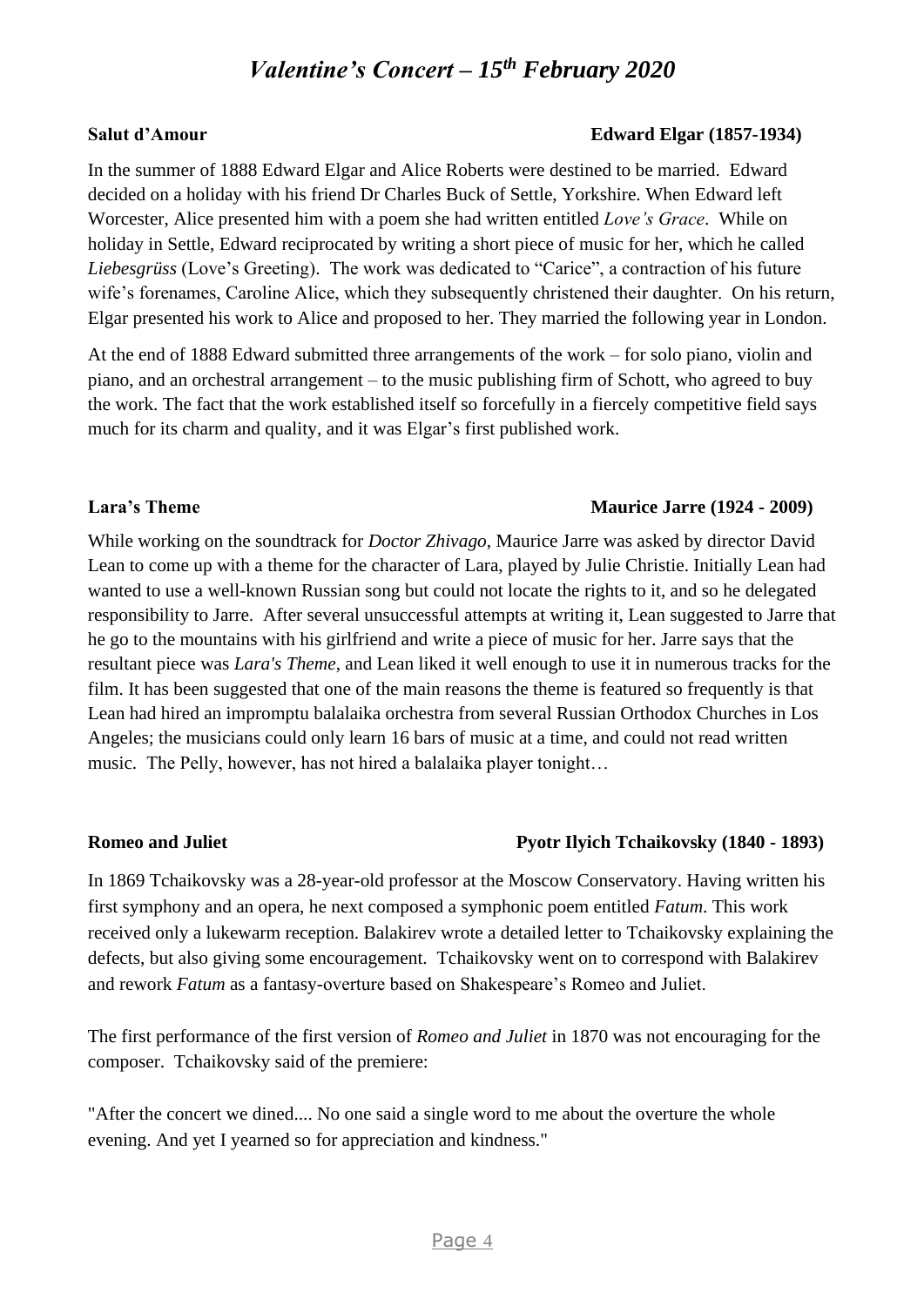# *Valentine's Concert – 15th February 2020*

**Salut d'Amour** **Edward Elgar (1857-1934)**

In the summer of 1888 Edward Elgar and Alice Roberts were destined to be married. Edward decided on a holiday with his friend Dr Charles Buck of Settle, Yorkshire. When Edward left Worcester, Alice presented him with a poem she had written entitled *Love's Grace*. While on holiday in Settle, Edward reciprocated by writing a short piece of music for her, which he called *Liebesgrüss* (Love's Greeting). The work was dedicated to "Carice", a contraction of his future wife's forenames, Caroline Alice, which they subsequently christened their daughter. On his return, Elgar presented his work to Alice and proposed to her. They married the following year in London.

At the end of 1888 Edward submitted three arrangements of the work – for solo piano, violin and piano, and an orchestral arrangement – to the music publishing firm of Schott, who agreed to buy the work. The fact that the work established itself so forcefully in a fiercely competitive field says much for its charm and quality, and it was Elgar's first published work.

**Lara's Theme** **Maurice Jarre (1924 - 2009)**

While working on the soundtrack for *Doctor Zhivago*, Maurice Jarre was asked by director David Lean to come up with a theme for the character of Lara, played by Julie Christie. Initially Lean had wanted to use a well-known Russian song but could not locate the rights to it, and so he delegated responsibility to Jarre. After several unsuccessful attempts at writing it, Lean suggested to Jarre that he go to the mountains with his girlfriend and write a piece of music for her. Jarre says that the resultant piece was *Lara's Theme*, and Lean liked it well enough to use it in numerous tracks for the film. It has been suggested that one of the main reasons the theme is featured so frequently is that Lean had hired an impromptu balalaika orchestra from several Russian Orthodox Churches in Los Angeles; the musicians could only learn 16 bars of music at a time, and could not read written music. The Pelly, however, has not hired a balalaika player tonight…

**Romeo and Juliet** **Pyotr Ilyich Tchaikovsky (1840 - 1893)**

In 1869 Tchaikovsky was a 28-year-old professor at the Moscow Conservatory. Having written his first symphony and an opera, he next composed a symphonic poem entitled *Fatum*. This work received only a lukewarm reception. Balakirev wrote a detailed letter to Tchaikovsky explaining the defects, but also giving some encouragement. Tchaikovsky went on to correspond with Balakirev and rework *Fatum* as a fantasy-overture based on Shakespeare's Romeo and Juliet.

The first performance of the first version of *Romeo and Juliet* in 1870 was not encouraging for the composer. Tchaikovsky said of the premiere:

"After the concert we dined.... No one said a single word to me about the overture the whole evening. And yet I yearned so for appreciation and kindness."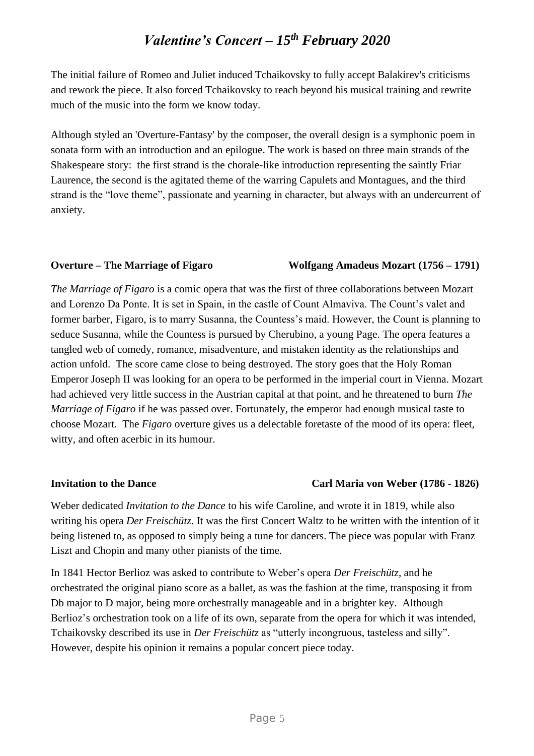The initial failure of Romeo and Juliet induced Tchaikovsky to fully accept Balakirev's criticisms and rework the piece. It also forced Tchaikovsky to reach beyond his musical training and rewrite much of the music into the form we know today.

Although styled an 'Overture-Fantasy' by the composer, the overall design is a symphonic poem in sonata form with an introduction and an epilogue. The work is based on three main strands of the Shakespeare story: the first strand is the chorale-like introduction representing the saintly Friar Laurence, the second is the agitated theme of the warring Capulets and Montagues, and the third strand is the "love theme", passionate and yearning in character, but always with an undercurrent of anxiety.

**Overture – The Marriage of Figaro** **Wolfgang Amadeus Mozart (1756 – 1791)**

*The Marriage of Figaro* is a comic opera that was the first of three collaborations between Mozart and Lorenzo Da Ponte. It is set in Spain, in the castle of Count Almaviva. The Count's valet and former barber, Figaro, is to marry Susanna, the Countess's maid. However, the Count is planning to seduce Susanna, while the Countess is pursued by Cherubino, a young Page. The opera features a tangled web of comedy, romance, misadventure, and mistaken identity as the relationships and action unfold. The score came close to being destroyed. The story goes that the Holy Roman Emperor Joseph II was looking for an opera to be performed in the imperial court in Vienna. Mozart had achieved very little success in the Austrian capital at that point, and he threatened to burn *The Marriage of Figaro* if he was passed over. Fortunately, the emperor had enough musical taste to choose Mozart. The *Figaro* overture gives us a delectable foretaste of the mood of its opera: fleet, witty, and often acerbic in its humour.

**Invitation to the Dance** **Carl Maria von Weber (1786 - 1826)**

Weber dedicated *Invitation to the Dance* to his wife Caroline, and wrote it in 1819, while also writing his opera *Der Freischütz*. It was the first Concert Waltz to be written with the intention of it being listened to, as opposed to simply being a tune for dancers. The piece was popular with Franz Liszt and Chopin and many other pianists of the time.

In 1841 Hector Berlioz was asked to contribute to Weber's opera *Der Freischütz*, and he orchestrated the original piano score as a ballet, as was the fashion at the time, transposing it from Db major to D major, being more orchestrally manageable and in a brighter key. Although Berlioz's orchestration took on a life of its own, separate from the opera for which it was intended, Tchaikovsky described its use in *Der Freischütz* as "utterly incongruous, tasteless and silly". However, despite his opinion it remains a popular concert piece today.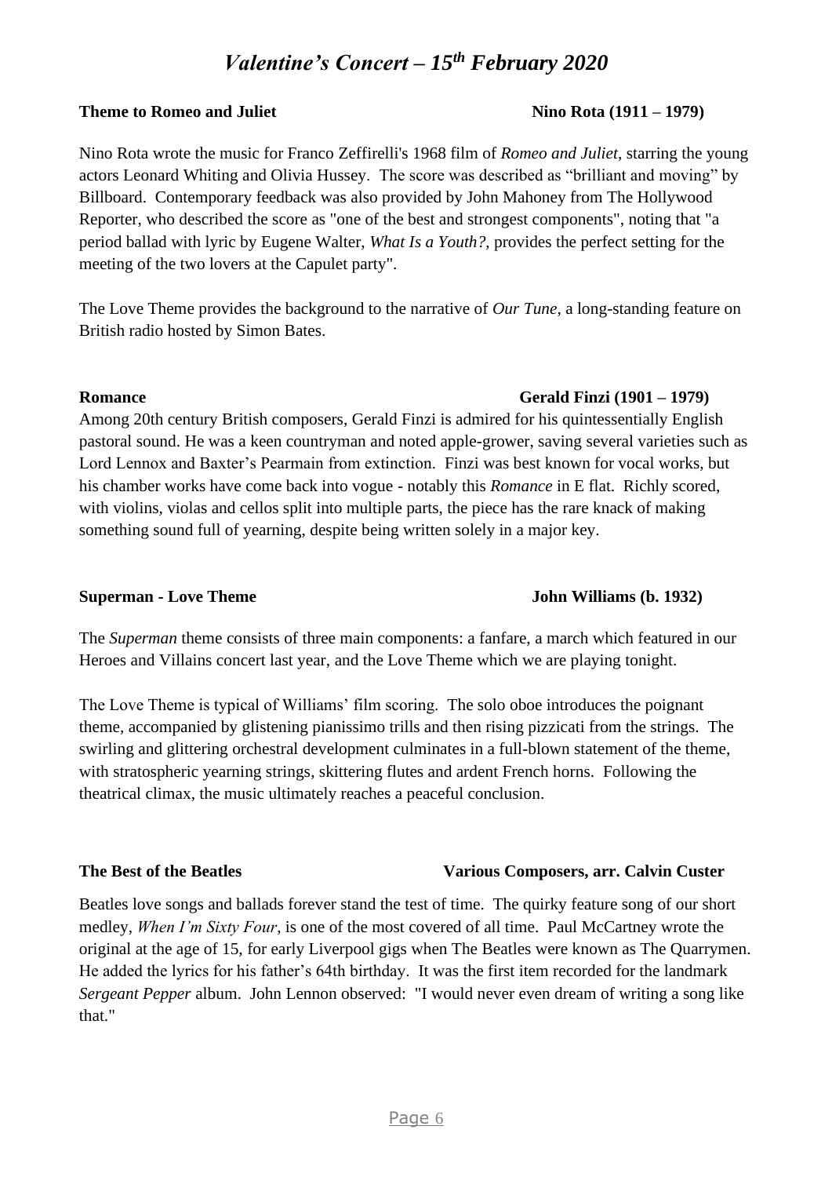# *Valentine's Concert – 15th February 2020*

**Theme to Romeo and Juliet** — **Nino Rota (1911 – 1979)**

Nino Rota wrote the music for Franco Zeffirelli's 1968 film of *Romeo and Juliet*, starring the young actors Leonard Whiting and Olivia Hussey. The score was described as "brilliant and moving" by Billboard. Contemporary feedback was also provided by John Mahoney from The Hollywood Reporter, who described the score as "one of the best and strongest components", noting that "a period ballad with lyric by Eugene Walter, *What Is a Youth?*, provides the perfect setting for the meeting of the two lovers at the Capulet party".

The Love Theme provides the background to the narrative of *Our Tune*, a long-standing feature on British radio hosted by Simon Bates.

**Romance** — **Gerald Finzi (1901 – 1979)**

Among 20th century British composers, Gerald Finzi is admired for his quintessentially English pastoral sound. He was a keen countryman and noted apple-grower, saving several varieties such as Lord Lennox and Baxter's Pearmain from extinction. Finzi was best known for vocal works, but his chamber works have come back into vogue - notably this *Romance* in E flat. Richly scored, with violins, violas and cellos split into multiple parts, the piece has the rare knack of making something sound full of yearning, despite being written solely in a major key.

**Superman - Love Theme** — **John Williams (b. 1932)**

The *Superman* theme consists of three main components: a fanfare, a march which featured in our Heroes and Villains concert last year, and the Love Theme which we are playing tonight.

The Love Theme is typical of Williams' film scoring. The solo oboe introduces the poignant theme, accompanied by glistening pianissimo trills and then rising pizzicati from the strings. The swirling and glittering orchestral development culminates in a full-blown statement of the theme, with stratospheric yearning strings, skittering flutes and ardent French horns. Following the theatrical climax, the music ultimately reaches a peaceful conclusion.

**The Best of the Beatles** — **Various Composers, arr. Calvin Custer**

Beatles love songs and ballads forever stand the test of time. The quirky feature song of our short medley, *When I'm Sixty Four*, is one of the most covered of all time. Paul McCartney wrote the original at the age of 15, for early Liverpool gigs when The Beatles were known as The Quarrymen. He added the lyrics for his father's 64th birthday. It was the first item recorded for the landmark *Sergeant Pepper* album. John Lennon observed: "I would never even dream of writing a song like that."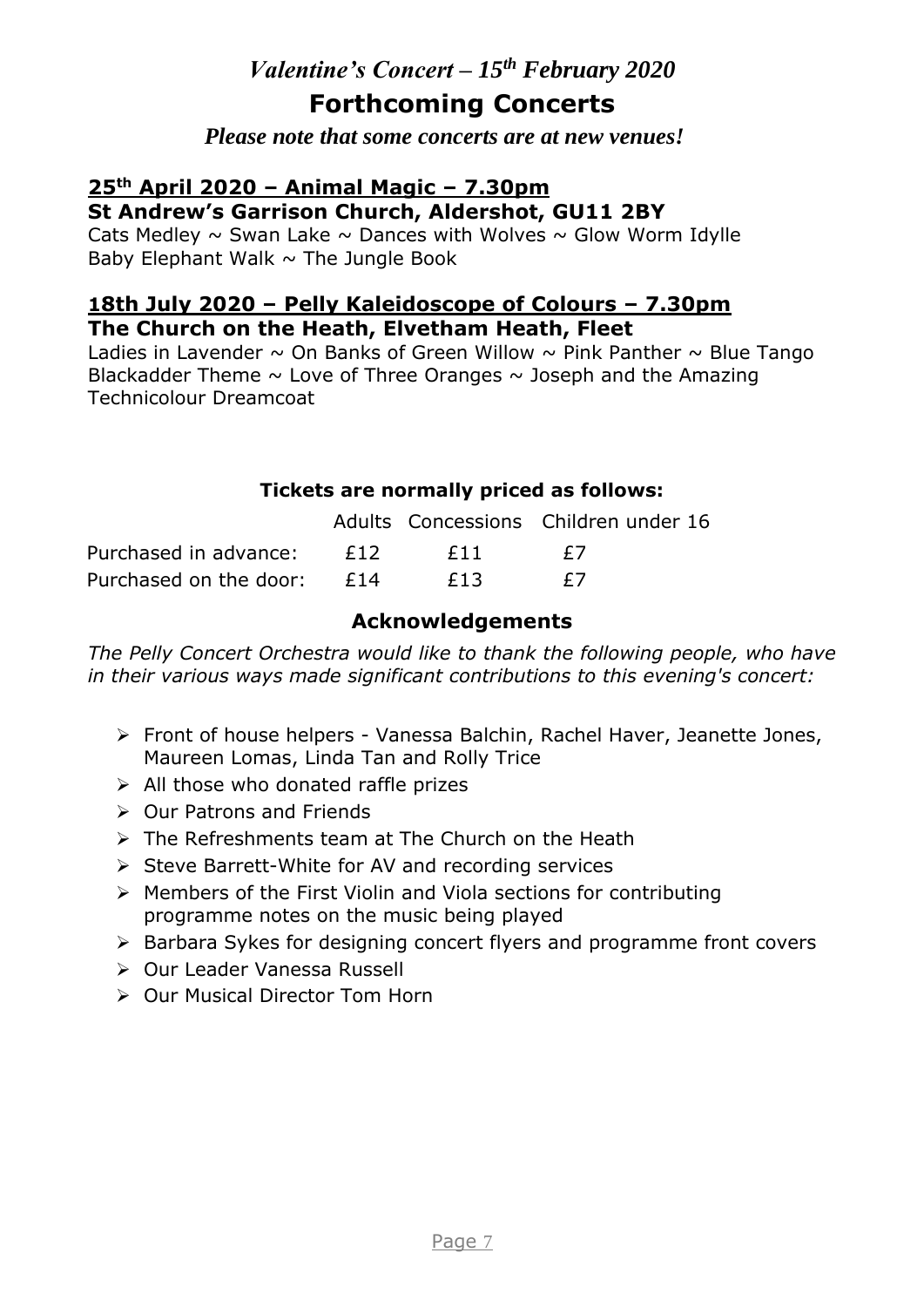*Valentine's Concert – 15th February 2020*

# Forthcoming Concerts

***Please note that some concerts are at new venues!***

## 25th April 2020 – Animal Magic – 7.30pm

**St Andrew's Garrison Church, Aldershot, GU11 2BY**

Cats Medley ~ Swan Lake ~ Dances with Wolves ~ Glow Worm Idylle
Baby Elephant Walk ~ The Jungle Book

## 18th July 2020 – Pelly Kaleidoscope of Colours – 7.30pm

**The Church on the Heath, Elvetham Heath, Fleet**

Ladies in Lavender ~ On Banks of Green Willow ~ Pink Panther ~ Blue Tango
Blackadder Theme ~ Love of Three Oranges ~ Joseph and the Amazing Technicolour Dreamcoat

**Tickets are normally priced as follows:**

| | Adults | Concessions | Children under 16 |
|---|---|---|---|
| Purchased in advance: | £12 | £11 | £7 |
| Purchased on the door: | £14 | £13 | £7 |

## Acknowledgements

*The Pelly Concert Orchestra would like to thank the following people, who have in their various ways made significant contributions to this evening's concert:*

- Front of house helpers - Vanessa Balchin, Rachel Haver, Jeanette Jones, Maureen Lomas, Linda Tan and Rolly Trice
- All those who donated raffle prizes
- Our Patrons and Friends
- The Refreshments team at The Church on the Heath
- Steve Barrett-White for AV and recording services
- Members of the First Violin and Viola sections for contributing programme notes on the music being played
- Barbara Sykes for designing concert flyers and programme front covers
- Our Leader Vanessa Russell
- Our Musical Director Tom Horn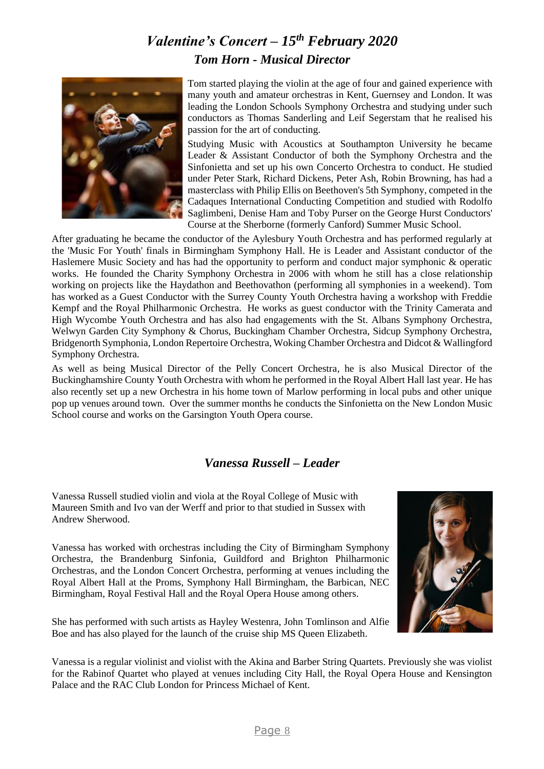# *Valentine's Concert – 15th February 2020*

## *Tom Horn - Musical Director*

Tom started playing the violin at the age of four and gained experience with many youth and amateur orchestras in Kent, Guernsey and London. It was leading the London Schools Symphony Orchestra and studying under such conductors as Thomas Sanderling and Leif Segerstam that he realised his passion for the art of conducting.

Studying Music with Acoustics at Southampton University he became Leader & Assistant Conductor of both the Symphony Orchestra and the Sinfonietta and set up his own Concerto Orchestra to conduct. He studied under Peter Stark, Richard Dickens, Peter Ash, Robin Browning, has had a masterclass with Philip Ellis on Beethoven's 5th Symphony, competed in the Cadaques International Conducting Competition and studied with Rodolfo Saglimbeni, Denise Ham and Toby Purser on the George Hurst Conductors' Course at the Sherborne (formerly Canford) Summer Music School.

After graduating he became the conductor of the Aylesbury Youth Orchestra and has performed regularly at the 'Music For Youth' finals in Birmingham Symphony Hall. He is Leader and Assistant conductor of the Haslemere Music Society and has had the opportunity to perform and conduct major symphonic & operatic works. He founded the Charity Symphony Orchestra in 2006 with whom he still has a close relationship working on projects like the Haydathon and Beethovathon (performing all symphonies in a weekend). Tom has worked as a Guest Conductor with the Surrey County Youth Orchestra having a workshop with Freddie Kempf and the Royal Philharmonic Orchestra. He works as guest conductor with the Trinity Camerata and High Wycombe Youth Orchestra and has also had engagements with the St. Albans Symphony Orchestra, Welwyn Garden City Symphony & Chorus, Buckingham Chamber Orchestra, Sidcup Symphony Orchestra, Bridgenorth Symphonia, London Repertoire Orchestra, Woking Chamber Orchestra and Didcot & Wallingford Symphony Orchestra.

As well as being Musical Director of the Pelly Concert Orchestra, he is also Musical Director of the Buckinghamshire County Youth Orchestra with whom he performed in the Royal Albert Hall last year. He has also recently set up a new Orchestra in his home town of Marlow performing in local pubs and other unique pop up venues around town. Over the summer months he conducts the Sinfonietta on the New London Music School course and works on the Garsington Youth Opera course.

## *Vanessa Russell – Leader*

Vanessa Russell studied violin and viola at the Royal College of Music with Maureen Smith and Ivo van der Werff and prior to that studied in Sussex with Andrew Sherwood.

Vanessa has worked with orchestras including the City of Birmingham Symphony Orchestra, the Brandenburg Sinfonia, Guildford and Brighton Philharmonic Orchestras, and the London Concert Orchestra, performing at venues including the Royal Albert Hall at the Proms, Symphony Hall Birmingham, the Barbican, NEC Birmingham, Royal Festival Hall and the Royal Opera House among others.

She has performed with such artists as Hayley Westenra, John Tomlinson and Alfie Boe and has also played for the launch of the cruise ship MS Queen Elizabeth.

Vanessa is a regular violinist and violist with the Akina and Barber String Quartets. Previously she was violist for the Rabinof Quartet who played at venues including City Hall, the Royal Opera House and Kensington Palace and the RAC Club London for Princess Michael of Kent.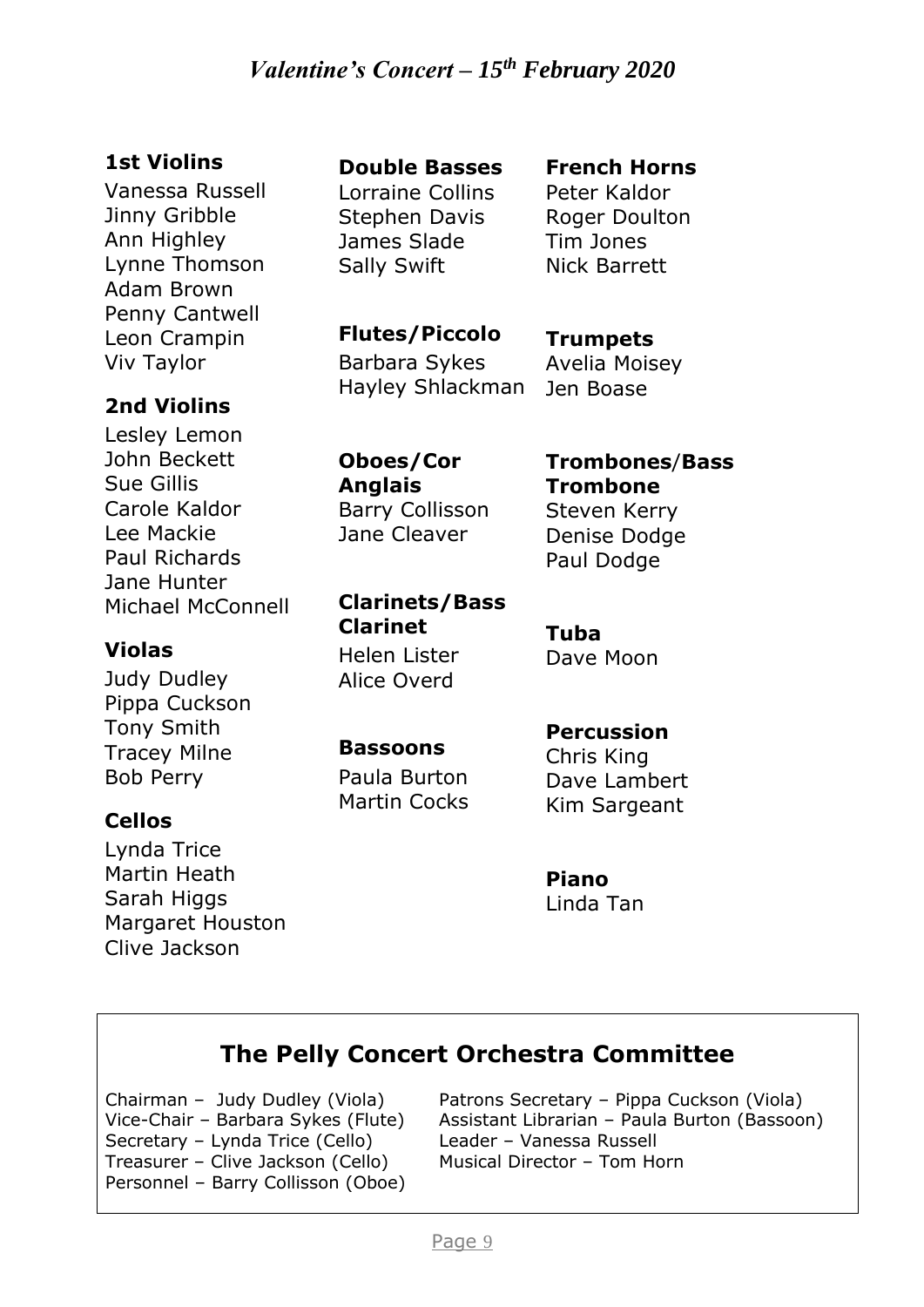# Valentine's Concert – 15th February 2020

### 1st Violins
Vanessa Russell
Jinny Gribble
Ann Highley
Lynne Thomson
Adam Brown
Penny Cantwell
Leon Crampin
Viv Taylor

### 2nd Violins
Lesley Lemon
John Beckett
Sue Gillis
Carole Kaldor
Lee Mackie
Paul Richards
Jane Hunter
Michael McConnell

### Violas
Judy Dudley
Pippa Cuckson
Tony Smith
Tracey Milne
Bob Perry

### Cellos
Lynda Trice
Martin Heath
Sarah Higgs
Margaret Houston
Clive Jackson

### Double Basses
Lorraine Collins
Stephen Davis
James Slade
Sally Swift

### Flutes/Piccolo
Barbara Sykes
Hayley Shlackman

### Oboes/Cor Anglais
Barry Collisson
Jane Cleaver

### Clarinets/Bass Clarinet
Helen Lister
Alice Overd

### Bassoons
Paula Burton
Martin Cocks

### French Horns
Peter Kaldor
Roger Doulton
Tim Jones
Nick Barrett

### Trumpets
Avelia Moisey
Jen Boase

### Trombones/Bass Trombone
Steven Kerry
Denise Dodge
Paul Dodge

### Tuba
Dave Moon

### Percussion
Chris King
Dave Lambert
Kim Sargeant

### Piano
Linda Tan

## The Pelly Concert Orchestra Committee

Chairman – Judy Dudley (Viola)
Vice-Chair – Barbara Sykes (Flute)
Secretary – Lynda Trice (Cello)
Treasurer – Clive Jackson (Cello)
Personnel – Barry Collisson (Oboe)
Patrons Secretary – Pippa Cuckson (Viola)
Assistant Librarian – Paula Burton (Bassoon)
Leader – Vanessa Russell
Musical Director – Tom Horn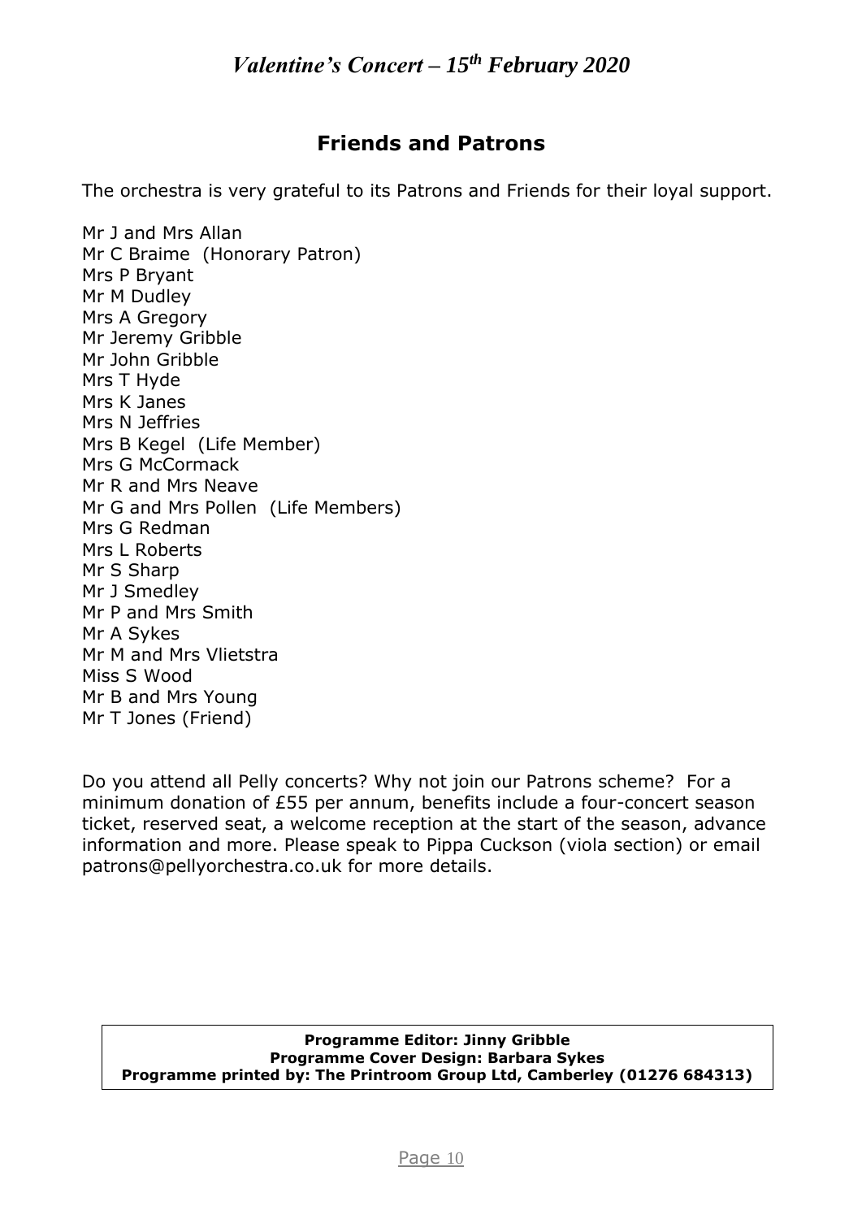## Friends and Patrons

The orchestra is very grateful to its Patrons and Friends for their loyal support.

Mr J and Mrs Allan
Mr C Braime (Honorary Patron)
Mrs P Bryant
Mr M Dudley
Mrs A Gregory
Mr Jeremy Gribble
Mr John Gribble
Mrs T Hyde
Mrs K Janes
Mrs N Jeffries
Mrs B Kegel (Life Member)
Mrs G McCormack
Mr R and Mrs Neave
Mr G and Mrs Pollen (Life Members)
Mrs G Redman
Mrs L Roberts
Mr S Sharp
Mr J Smedley
Mr P and Mrs Smith
Mr A Sykes
Mr M and Mrs Vlietstra
Miss S Wood
Mr B and Mrs Young
Mr T Jones (Friend)

Do you attend all Pelly concerts? Why not join our Patrons scheme? For a minimum donation of £55 per annum, benefits include a four-concert season ticket, reserved seat, a welcome reception at the start of the season, advance information and more. Please speak to Pippa Cuckson (viola section) or email patrons@pellyorchestra.co.uk for more details.

**Programme Editor: Jinny Gribble**
**Programme Cover Design: Barbara Sykes**
**Programme printed by: The Printroom Group Ltd, Camberley (01276 684313)**